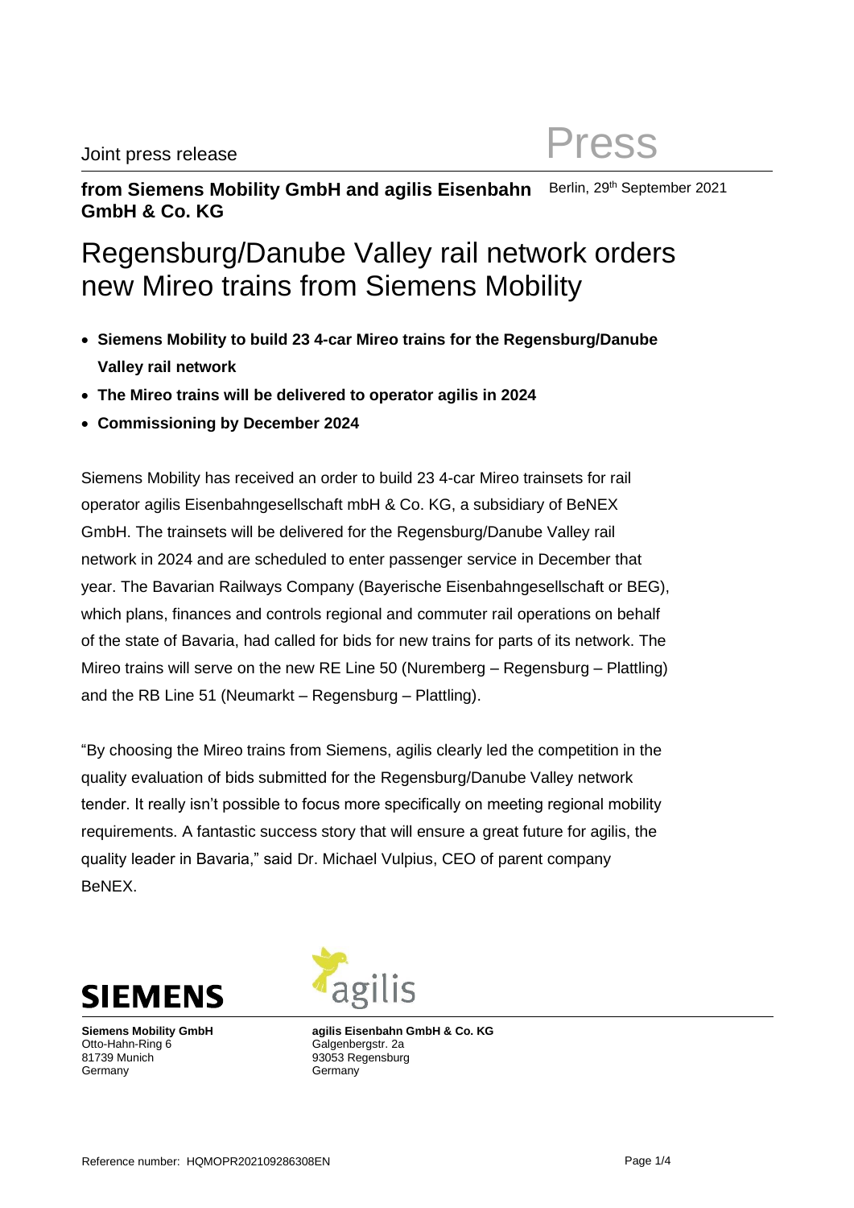Joint press release

Press

**from Siemens Mobility GmbH and agilis Eisenbahn GmbH & Co. KG**

Berlin, 29th September 2021

# Regensburg/Danube Valley rail network orders new Mireo trains from Siemens Mobility

- **Siemens Mobility to build 23 4-car Mireo trains for the Regensburg/Danube Valley rail network**
- **The Mireo trains will be delivered to operator agilis in 2024**
- **Commissioning by December 2024**

Siemens Mobility has received an order to build 23 4-car Mireo trainsets for rail operator agilis Eisenbahngesellschaft mbH & Co. KG, a subsidiary of BeNEX GmbH. The trainsets will be delivered for the Regensburg/Danube Valley rail network in 2024 and are scheduled to enter passenger service in December that year. The Bavarian Railways Company (Bayerische Eisenbahngesellschaft or BEG), which plans, finances and controls regional and commuter rail operations on behalf of the state of Bavaria, had called for bids for new trains for parts of its network. The Mireo trains will serve on the new RE Line 50 (Nuremberg – Regensburg – Plattling) and the RB Line 51 (Neumarkt – Regensburg – Plattling).

"By choosing the Mireo trains from Siemens, agilis clearly led the competition in the quality evaluation of bids submitted for the Regensburg/Danube Valley network tender. It really isn't possible to focus more specifically on meeting regional mobility requirements. A fantastic success story that will ensure a great future for agilis, the quality leader in Bavaria," said Dr. Michael Vulpius, CEO of parent company BeNEX.

SIEMENS

agilis

**Siemens Mobility GmbH**
Otto-Hahn-Ring 6
81739 Munich
Germany

**agilis Eisenbahn GmbH & Co. KG**
Galgenbergstr. 2a
93053 Regensburg
Germany

Reference number: HQMOPR202109286308EN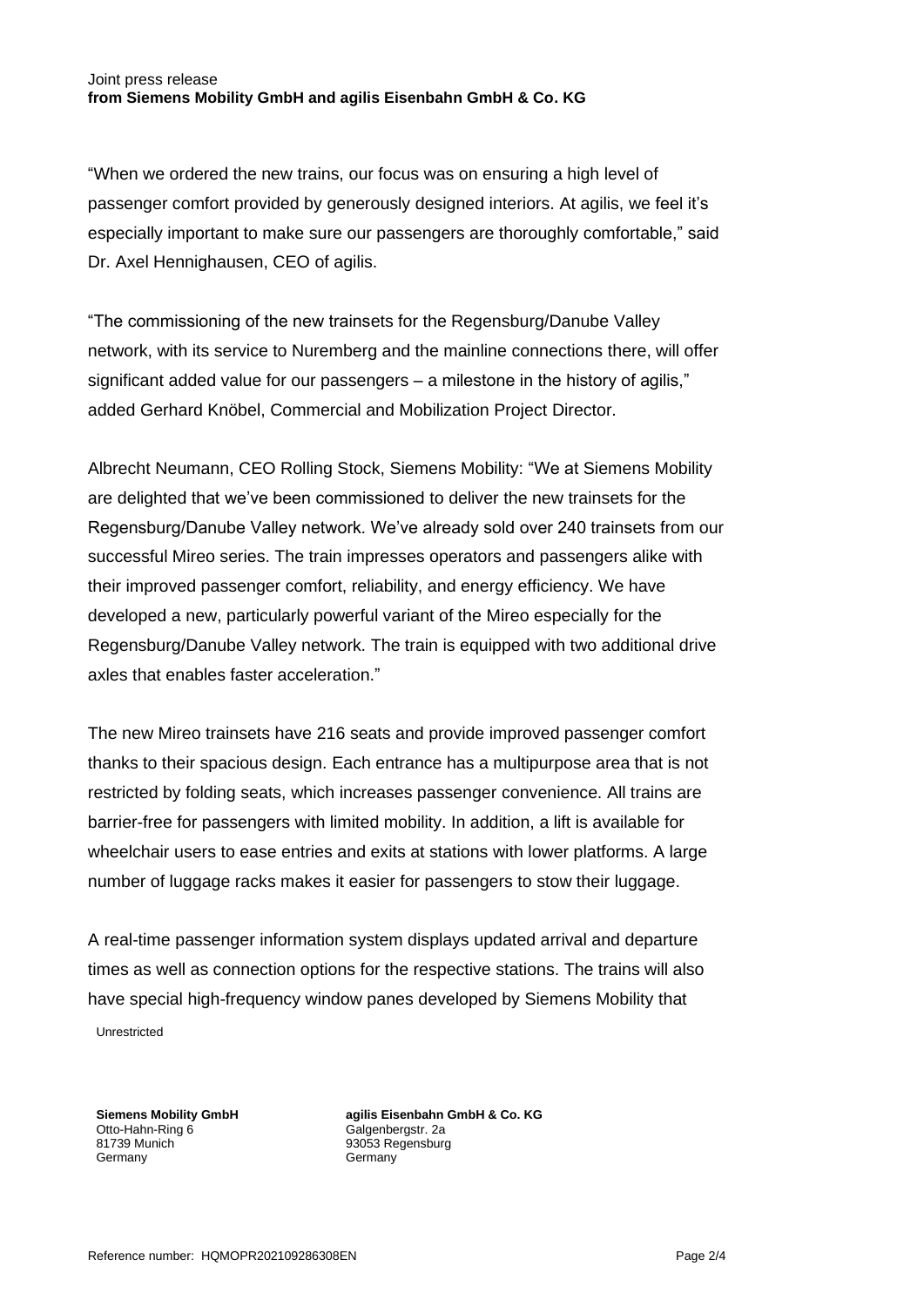"When we ordered the new trains, our focus was on ensuring a high level of passenger comfort provided by generously designed interiors. At agilis, we feel it's especially important to make sure our passengers are thoroughly comfortable," said Dr. Axel Hennighausen, CEO of agilis.

"The commissioning of the new trainsets for the Regensburg/Danube Valley network, with its service to Nuremberg and the mainline connections there, will offer significant added value for our passengers – a milestone in the history of agilis," added Gerhard Knöbel, Commercial and Mobilization Project Director.

Albrecht Neumann, CEO Rolling Stock, Siemens Mobility: "We at Siemens Mobility are delighted that we've been commissioned to deliver the new trainsets for the Regensburg/Danube Valley network. We've already sold over 240 trainsets from our successful Mireo series. The train impresses operators and passengers alike with their improved passenger comfort, reliability, and energy efficiency. We have developed a new, particularly powerful variant of the Mireo especially for the Regensburg/Danube Valley network. The train is equipped with two additional drive axles that enables faster acceleration."

The new Mireo trainsets have 216 seats and provide improved passenger comfort thanks to their spacious design. Each entrance has a multipurpose area that is not restricted by folding seats, which increases passenger convenience. All trains are barrier-free for passengers with limited mobility. In addition, a lift is available for wheelchair users to ease entries and exits at stations with lower platforms. A large number of luggage racks makes it easier for passengers to stow their luggage.

A real-time passenger information system displays updated arrival and departure times as well as connection options for the respective stations. The trains will also have special high-frequency window panes developed by Siemens Mobility that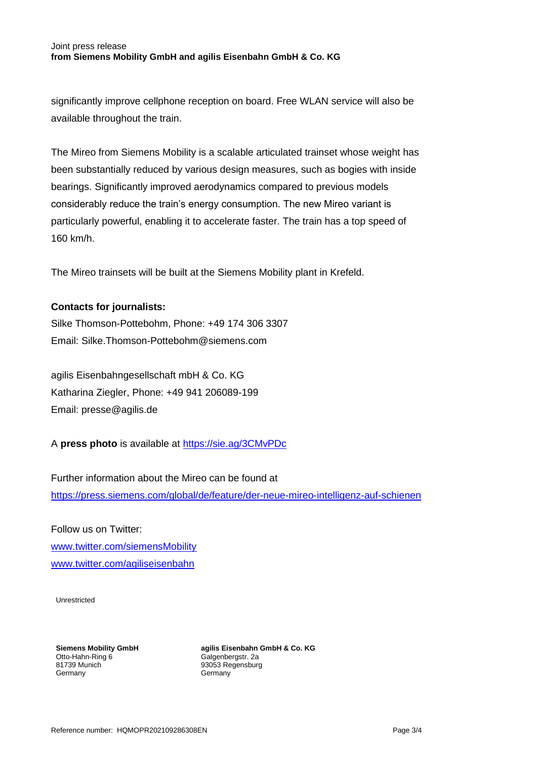significantly improve cellphone reception on board. Free WLAN service will also be available throughout the train.

The Mireo from Siemens Mobility is a scalable articulated trainset whose weight has been substantially reduced by various design measures, such as bogies with inside bearings. Significantly improved aerodynamics compared to previous models considerably reduce the train's energy consumption. The new Mireo variant is particularly powerful, enabling it to accelerate faster. The train has a top speed of 160 km/h.

The Mireo trainsets will be built at the Siemens Mobility plant in Krefeld.

**Contacts for journalists:**
Silke Thomson-Pottebohm, Phone: +49 174 306 3307
Email: Silke.Thomson-Pottebohm@siemens.com

agilis Eisenbahngesellschaft mbH & Co. KG
Katharina Ziegler, Phone: +49 941 206089-199
Email: presse@agilis.de

A **press photo** is available at https://sie.ag/3CMvPDc

Further information about the Mireo can be found at
https://press.siemens.com/global/de/feature/der-neue-mireo-intelligenz-auf-schienen

Follow us on Twitter:
www.twitter.com/siemensMobility
www.twitter.com/agiliseisenbahn

Unrestricted

**Siemens Mobility GmbH**
Otto-Hahn-Ring 6
81739 Munich
Germany

**agilis Eisenbahn GmbH & Co. KG**
Galgenbergstr. 2a
93053 Regensburg
Germany

Reference number: HQMOPR202109286308EN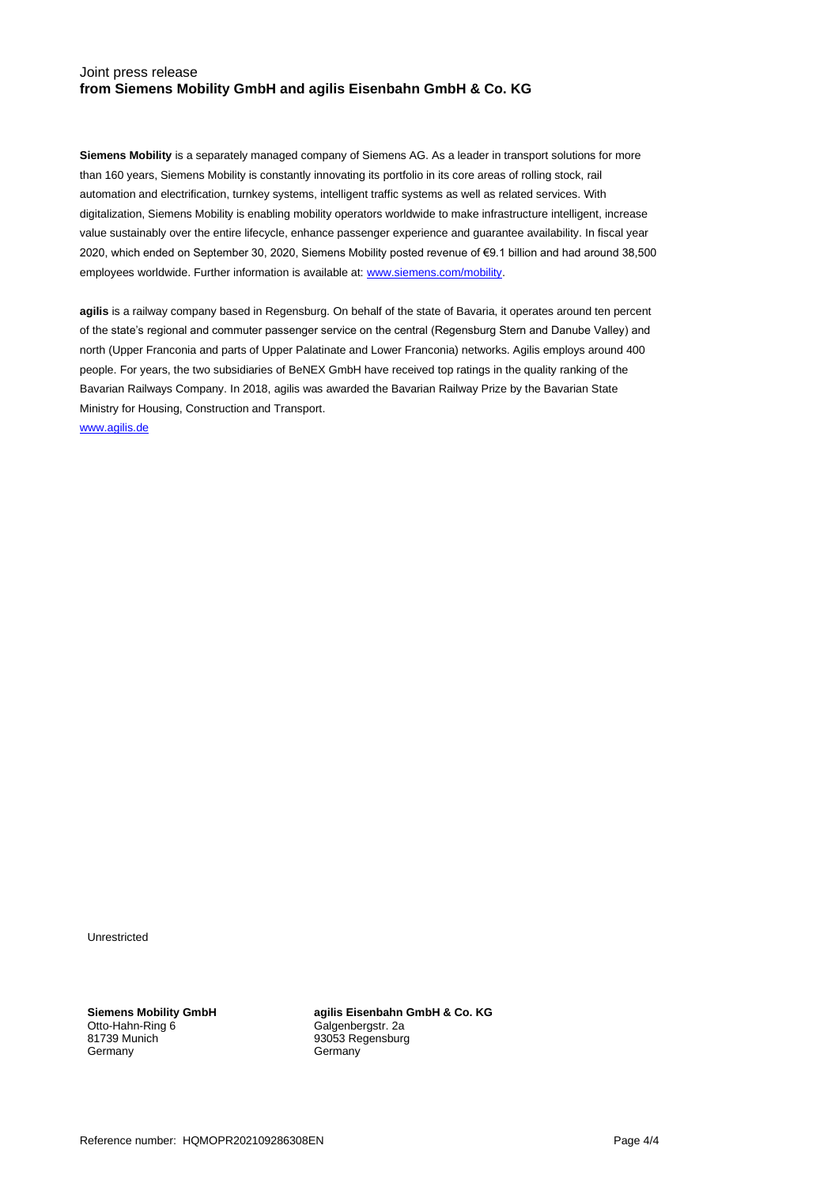Joint press release
**from Siemens Mobility GmbH and agilis Eisenbahn GmbH & Co. KG**

**Siemens Mobility** is a separately managed company of Siemens AG. As a leader in transport solutions for more than 160 years, Siemens Mobility is constantly innovating its portfolio in its core areas of rolling stock, rail automation and electrification, turnkey systems, intelligent traffic systems as well as related services. With digitalization, Siemens Mobility is enabling mobility operators worldwide to make infrastructure intelligent, increase value sustainably over the entire lifecycle, enhance passenger experience and guarantee availability. In fiscal year 2020, which ended on September 30, 2020, Siemens Mobility posted revenue of €9.1 billion and had around 38,500 employees worldwide. Further information is available at: www.siemens.com/mobility.

**agilis** is a railway company based in Regensburg. On behalf of the state of Bavaria, it operates around ten percent of the state's regional and commuter passenger service on the central (Regensburg Stern and Danube Valley) and north (Upper Franconia and parts of Upper Palatinate and Lower Franconia) networks. Agilis employs around 400 people. For years, the two subsidiaries of BeNEX GmbH have received top ratings in the quality ranking of the Bavarian Railways Company. In 2018, agilis was awarded the Bavarian Railway Prize by the Bavarian State Ministry for Housing, Construction and Transport.
www.agilis.de

Unrestricted

**Siemens Mobility GmbH**
Otto-Hahn-Ring 6
81739 Munich
Germany

**agilis Eisenbahn GmbH & Co. KG**
Galgenbergstr. 2a
93053 Regensburg
Germany

Reference number: HQMOPR202109286308EN